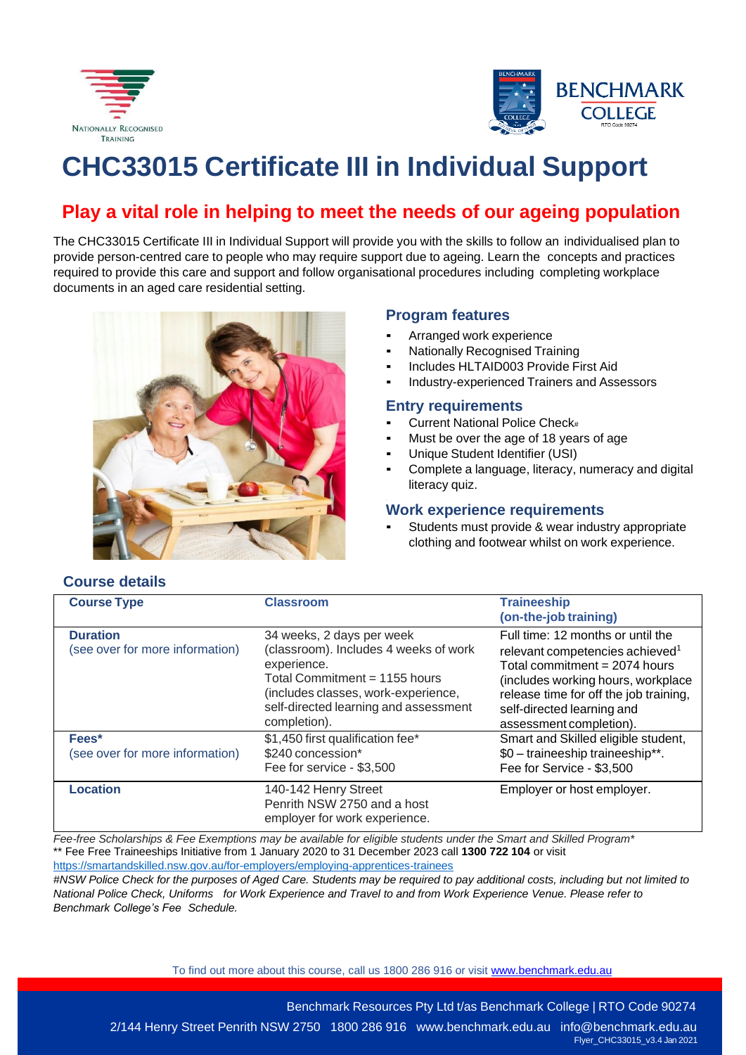NATIONALLY RECOGNISED TRAINING

BENCHMARK COLLEGE
RTO Code 90274

# CHC33015 Certificate III in Individual Support

## Play a vital role in helping to meet the needs of our ageing population

The CHC33015 Certificate III in Individual Support will provide you with the skills to follow an individualised plan to provide person-centred care to people who may require support due to ageing. Learn the concepts and practices required to provide this care and support and follow organisational procedures including completing workplace documents in an aged care residential setting.

### Program features

- Arranged work experience
- Nationally Recognised Training
- Includes HLTAID003 Provide First Aid
- Industry-experienced Trainers and Assessors

### Entry requirements

- Current National Police Check#
- Must be over the age of 18 years of age
- Unique Student Identifier (USI)
- Complete a language, literacy, numeracy and digital literacy quiz.

### Work experience requirements

- Students must provide & wear industry appropriate clothing and footwear whilst on work experience.

### Course details

| **Course Type** | **Classroom** | **Traineeship (on-the-job training)** |
|---|---|---|
| **Duration** (see over for more information) | 34 weeks, 2 days per week (classroom). Includes 4 weeks of work experience. Total Commitment = 1155 hours (includes classes, work-experience, self-directed learning and assessment completion). | Full time: 12 months or until the relevant competencies achieved[1] Total commitment = 2074 hours (includes working hours, workplace release time for off the job training, self-directed learning and assessment completion). |
| **Fees*** (see over for more information) | $1,450 first qualification fee* $240 concession* Fee for service - $3,500 | Smart and Skilled eligible student, $0 – traineeship traineeship**. Fee for Service - $3,500 |
| **Location** | 140-142 Henry Street Penrith NSW 2750 and a host employer for work experience. | Employer or host employer. |

*Fee-free Scholarships & Fee Exemptions may be available for eligible students under the Smart and Skilled Program**

** Fee Free Traineeships Initiative from 1 January 2020 to 31 December 2023 call **1300 722 104** or visit https://smartandskilled.nsw.gov.au/for-employers/employing-apprentices-trainees

*#NSW Police Check for the purposes of Aged Care. Students may be required to pay additional costs, including but not limited to National Police Check, Uniforms for Work Experience and Travel to and from Work Experience Venue. Please refer to Benchmark College's Fee Schedule.*

To find out more about this course, call us 1800 286 916 or visit www.benchmark.edu.au

Benchmark Resources Pty Ltd t/as Benchmark College | RTO Code 90274

2/144 Henry Street Penrith NSW 2750 1800 286 916 www.benchmark.edu.au info@benchmark.edu.au

Flyer_CHC33015_v3.4 Jan 2021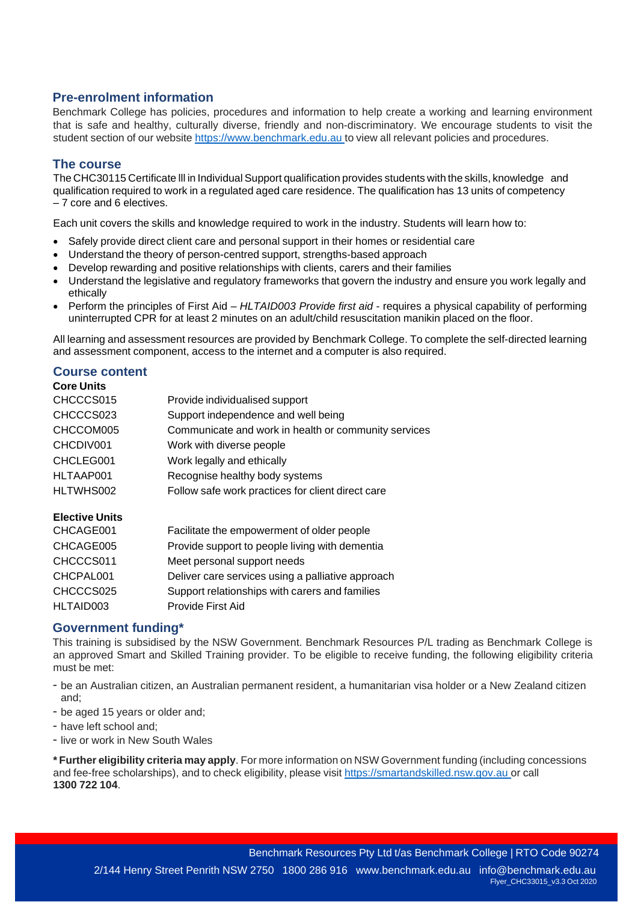## Pre-enrolment information

Benchmark College has policies, procedures and information to help create a working and learning environment that is safe and healthy, culturally diverse, friendly and non-discriminatory. We encourage students to visit the student section of our website https://www.benchmark.edu.au to view all relevant policies and procedures.

## The course

The CHC30115 Certificate lll in Individual Support qualification provides students with the skills, knowledge and qualification required to work in a regulated aged care residence. The qualification has 13 units of competency – 7 core and 6 electives.

Each unit covers the skills and knowledge required to work in the industry. Students will learn how to:

- Safely provide direct client care and personal support in their homes or residential care
- Understand the theory of person-centred support, strengths-based approach
- Develop rewarding and positive relationships with clients, carers and their families
- Understand the legislative and regulatory frameworks that govern the industry and ensure you work legally and ethically
- Perform the principles of First Aid – *HLTAID003 Provide first aid* - requires a physical capability of performing uninterrupted CPR for at least 2 minutes on an adult/child resuscitation manikin placed on the floor.

All learning and assessment resources are provided by Benchmark College. To complete the self-directed learning and assessment component, access to the internet and a computer is also required.

## Course content

**Core Units**

| | |
|---|---|
| CHCCCS015 | Provide individualised support |
| CHCCCS023 | Support independence and well being |
| CHCCOM005 | Communicate and work in health or community services |
| CHCDIV001 | Work with diverse people |
| CHCLEG001 | Work legally and ethically |
| HLTAAP001 | Recognise healthy body systems |
| HLTWHS002 | Follow safe work practices for client direct care |

**Elective Units**

| | |
|---|---|
| CHCAGE001 | Facilitate the empowerment of older people |
| CHCAGE005 | Provide support to people living with dementia |
| CHCCCS011 | Meet personal support needs |
| CHCPAL001 | Deliver care services using a palliative approach |
| CHCCCS025 | Support relationships with carers and families |
| HLTAID003 | Provide First Aid |

## Government funding*

This training is subsidised by the NSW Government. Benchmark Resources P/L trading as Benchmark College is an approved Smart and Skilled Training provider. To be eligible to receive funding, the following eligibility criteria must be met:

- be an Australian citizen, an Australian permanent resident, a humanitarian visa holder or a New Zealand citizen and;
- be aged 15 years or older and;
- have left school and;
- live or work in New South Wales

**\* Further eligibility criteria may apply**. For more information on NSW Government funding (including concessions and fee-free scholarships), and to check eligibility, please visit https://smartandskilled.nsw.gov.au or call **1300 722 104**.

Benchmark Resources Pty Ltd t/as Benchmark College | RTO Code 90274

2/144 Henry Street Penrith NSW 2750 1800 286 916 www.benchmark.edu.au info@benchmark.edu.au

Flyer_CHC33015_v3.3 Oct 2020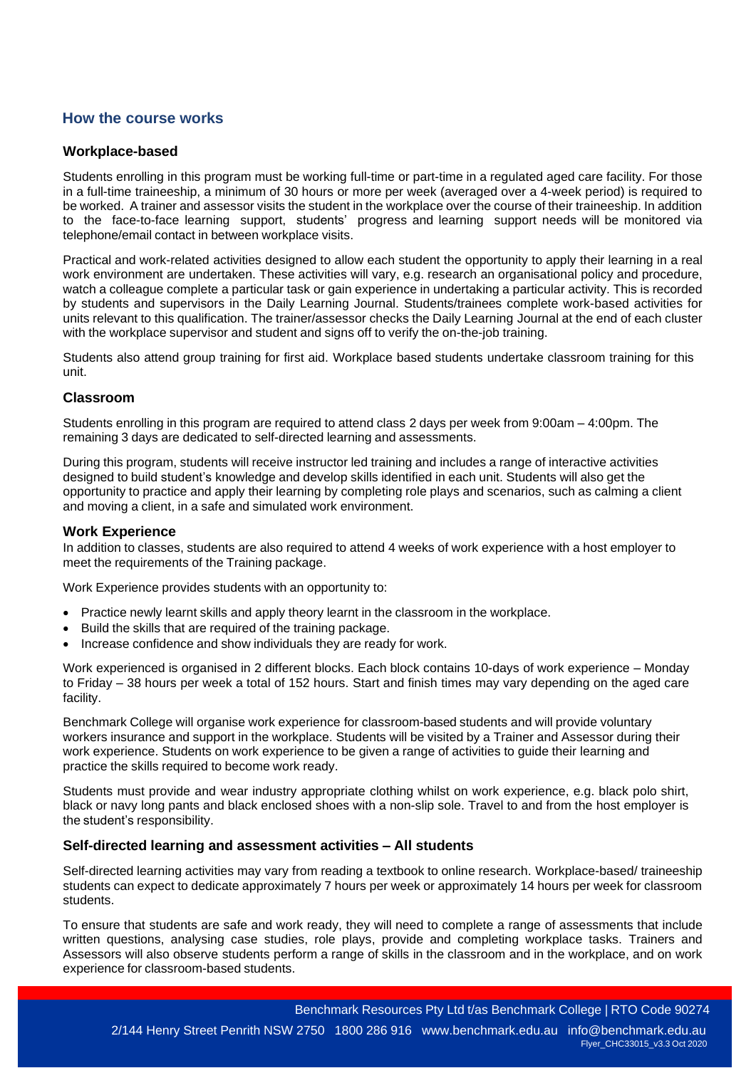## How the course works

### Workplace-based

Students enrolling in this program must be working full-time or part-time in a regulated aged care facility. For those in a full-time traineeship, a minimum of 30 hours or more per week (averaged over a 4-week period) is required to be worked. A trainer and assessor visits the student in the workplace over the course of their traineeship. In addition to the face-to-face learning support, students' progress and learning support needs will be monitored via telephone/email contact in between workplace visits.

Practical and work-related activities designed to allow each student the opportunity to apply their learning in a real work environment are undertaken. These activities will vary, e.g. research an organisational policy and procedure, watch a colleague complete a particular task or gain experience in undertaking a particular activity. This is recorded by students and supervisors in the Daily Learning Journal. Students/trainees complete work-based activities for units relevant to this qualification. The trainer/assessor checks the Daily Learning Journal at the end of each cluster with the workplace supervisor and student and signs off to verify the on-the-job training.

Students also attend group training for first aid. Workplace based students undertake classroom training for this unit.

### Classroom

Students enrolling in this program are required to attend class 2 days per week from 9:00am – 4:00pm. The remaining 3 days are dedicated to self-directed learning and assessments.

During this program, students will receive instructor led training and includes a range of interactive activities designed to build student's knowledge and develop skills identified in each unit. Students will also get the opportunity to practice and apply their learning by completing role plays and scenarios, such as calming a client and moving a client, in a safe and simulated work environment.

### Work Experience

In addition to classes, students are also required to attend 4 weeks of work experience with a host employer to meet the requirements of the Training package.

Work Experience provides students with an opportunity to:

- Practice newly learnt skills and apply theory learnt in the classroom in the workplace.
- Build the skills that are required of the training package.
- Increase confidence and show individuals they are ready for work.

Work experienced is organised in 2 different blocks. Each block contains 10-days of work experience – Monday to Friday – 38 hours per week a total of 152 hours. Start and finish times may vary depending on the aged care facility.

Benchmark College will organise work experience for classroom-based students and will provide voluntary workers insurance and support in the workplace. Students will be visited by a Trainer and Assessor during their work experience. Students on work experience to be given a range of activities to guide their learning and practice the skills required to become work ready.

Students must provide and wear industry appropriate clothing whilst on work experience, e.g. black polo shirt, black or navy long pants and black enclosed shoes with a non-slip sole. Travel to and from the host employer is the student's responsibility.

### Self-directed learning and assessment activities – All students

Self-directed learning activities may vary from reading a textbook to online research. Workplace-based/ traineeship students can expect to dedicate approximately 7 hours per week or approximately 14 hours per week for classroom students.

To ensure that students are safe and work ready, they will need to complete a range of assessments that include written questions, analysing case studies, role plays, provide and completing workplace tasks. Trainers and Assessors will also observe students perform a range of skills in the classroom and in the workplace, and on work experience for classroom-based students.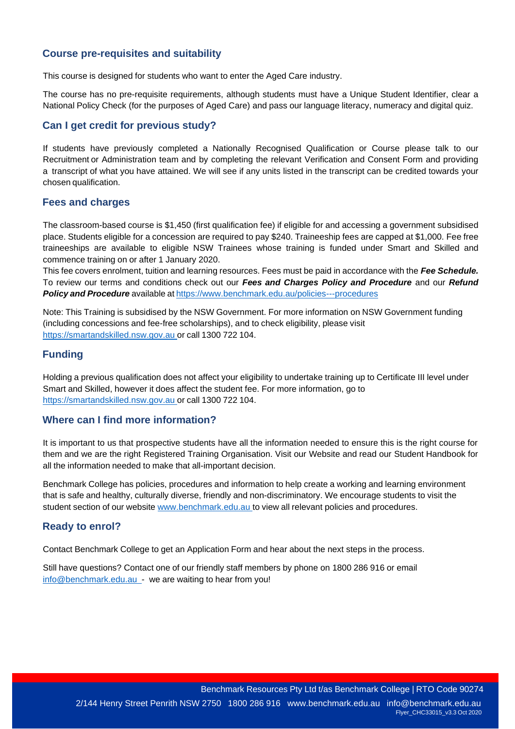## Course pre-requisites and suitability

This course is designed for students who want to enter the Aged Care industry.

The course has no pre-requisite requirements, although students must have a Unique Student Identifier, clear a National Policy Check (for the purposes of Aged Care) and pass our language literacy, numeracy and digital quiz.

## Can I get credit for previous study?

If students have previously completed a Nationally Recognised Qualification or Course please talk to our Recruitment or Administration team and by completing the relevant Verification and Consent Form and providing a transcript of what you have attained. We will see if any units listed in the transcript can be credited towards your chosen qualification.

## Fees and charges

The classroom-based course is $1,450 (first qualification fee) if eligible for and accessing a government subsidised place. Students eligible for a concession are required to pay $240. Traineeship fees are capped at $1,000. Fee free traineeships are available to eligible NSW Trainees whose training is funded under Smart and Skilled and commence training on or after 1 January 2020.
This fee covers enrolment, tuition and learning resources. Fees must be paid in accordance with the ***Fee Schedule.*** To review our terms and conditions check out our ***Fees and Charges Policy and Procedure*** and our ***Refund Policy and Procedure*** available at https://www.benchmark.edu.au/policies---procedures

Note: This Training is subsidised by the NSW Government. For more information on NSW Government funding (including concessions and fee-free scholarships), and to check eligibility, please visit https://smartandskilled.nsw.gov.au or call 1300 722 104.

## Funding

Holding a previous qualification does not affect your eligibility to undertake training up to Certificate III level under Smart and Skilled, however it does affect the student fee. For more information, go to https://smartandskilled.nsw.gov.au or call 1300 722 104.

## Where can I find more information?

It is important to us that prospective students have all the information needed to ensure this is the right course for them and we are the right Registered Training Organisation. Visit our Website and read our Student Handbook for all the information needed to make that all-important decision.

Benchmark College has policies, procedures and information to help create a working and learning environment that is safe and healthy, culturally diverse, friendly and non-discriminatory. We encourage students to visit the student section of our website www.benchmark.edu.au to view all relevant policies and procedures.

## Ready to enrol?

Contact Benchmark College to get an Application Form and hear about the next steps in the process.

Still have questions? Contact one of our friendly staff members by phone on 1800 286 916 or email info@benchmark.edu.au - we are waiting to hear from you!

Benchmark Resources Pty Ltd t/as Benchmark College | RTO Code 90274

2/144 Henry Street Penrith NSW 2750 1800 286 916 www.benchmark.edu.au info@benchmark.edu.au

Flyer_CHC33015_v3.3 Oct 2020